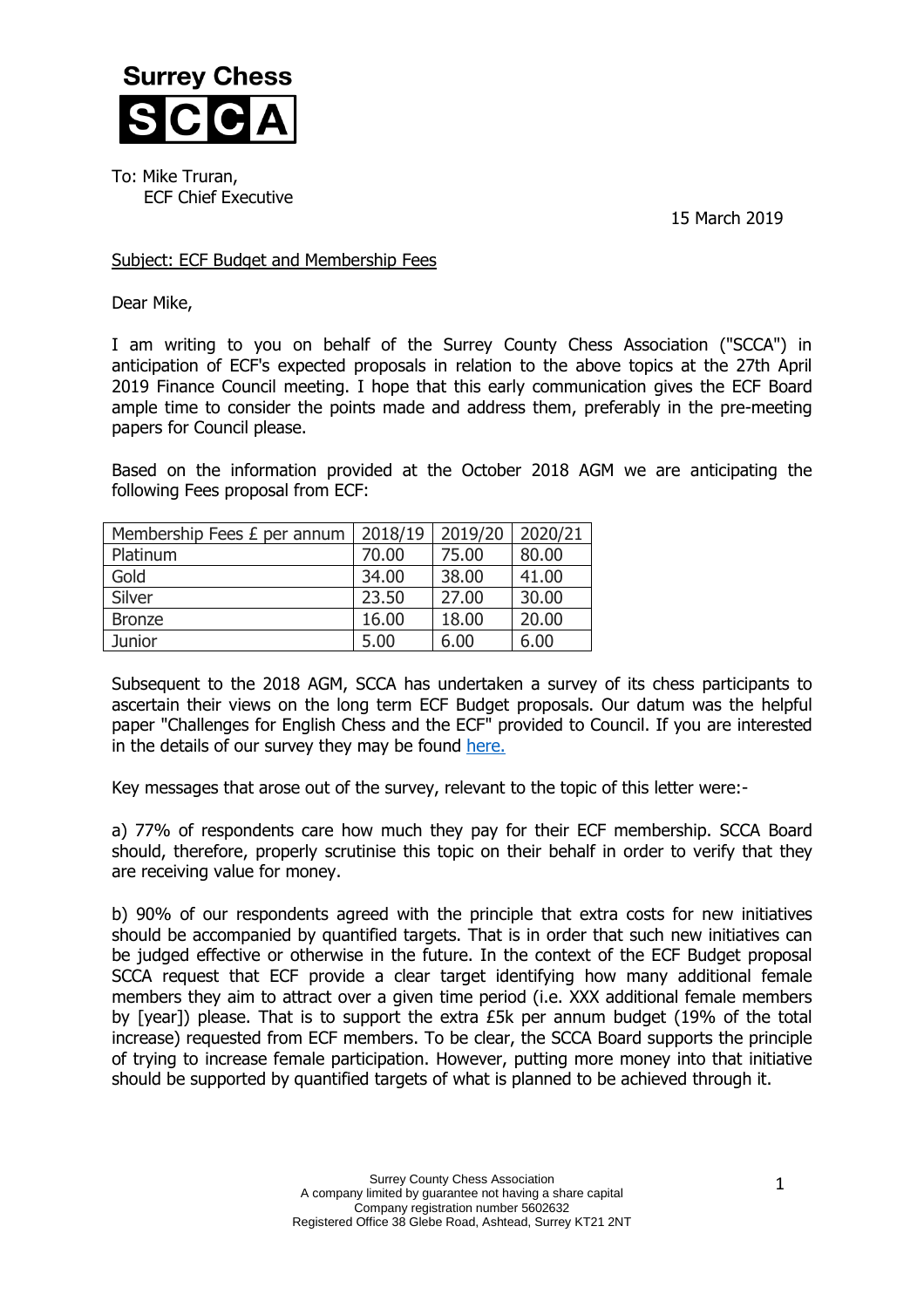**Surrey Chess**

**SCCA**

To: Mike Truran,
ECF Chief Executive

15 March 2019

Subject: ECF Budget and Membership Fees

Dear Mike,

I am writing to you on behalf of the Surrey County Chess Association ("SCCA") in anticipation of ECF's expected proposals in relation to the above topics at the 27th April 2019 Finance Council meeting. I hope that this early communication gives the ECF Board ample time to consider the points made and address them, preferably in the pre-meeting papers for Council please.

Based on the information provided at the October 2018 AGM we are anticipating the following Fees proposal from ECF:

| Membership Fees £ per annum | 2018/19 | 2019/20 | 2020/21 |
|---|---|---|---|
| Platinum | 70.00 | 75.00 | 80.00 |
| Gold | 34.00 | 38.00 | 41.00 |
| Silver | 23.50 | 27.00 | 30.00 |
| Bronze | 16.00 | 18.00 | 20.00 |
| Junior | 5.00 | 6.00 | 6.00 |

Subsequent to the 2018 AGM, SCCA has undertaken a survey of its chess participants to ascertain their views on the long term ECF Budget proposals. Our datum was the helpful paper "Challenges for English Chess and the ECF" provided to Council. If you are interested in the details of our survey they may be found here.

Key messages that arose out of the survey, relevant to the topic of this letter were:-

a) 77% of respondents care how much they pay for their ECF membership. SCCA Board should, therefore, properly scrutinise this topic on their behalf in order to verify that they are receiving value for money.

b) 90% of our respondents agreed with the principle that extra costs for new initiatives should be accompanied by quantified targets. That is in order that such new initiatives can be judged effective or otherwise in the future. In the context of the ECF Budget proposal SCCA request that ECF provide a clear target identifying how many additional female members they aim to attract over a given time period (i.e. XXX additional female members by [year]) please. That is to support the extra £5k per annum budget (19% of the total increase) requested from ECF members. To be clear, the SCCA Board supports the principle of trying to increase female participation. However, putting more money into that initiative should be supported by quantified targets of what is planned to be achieved through it.

Surrey County Chess Association
A company limited by guarantee not having a share capital
Company registration number 5602632
Registered Office 38 Glebe Road, Ashtead, Surrey KT21 2NT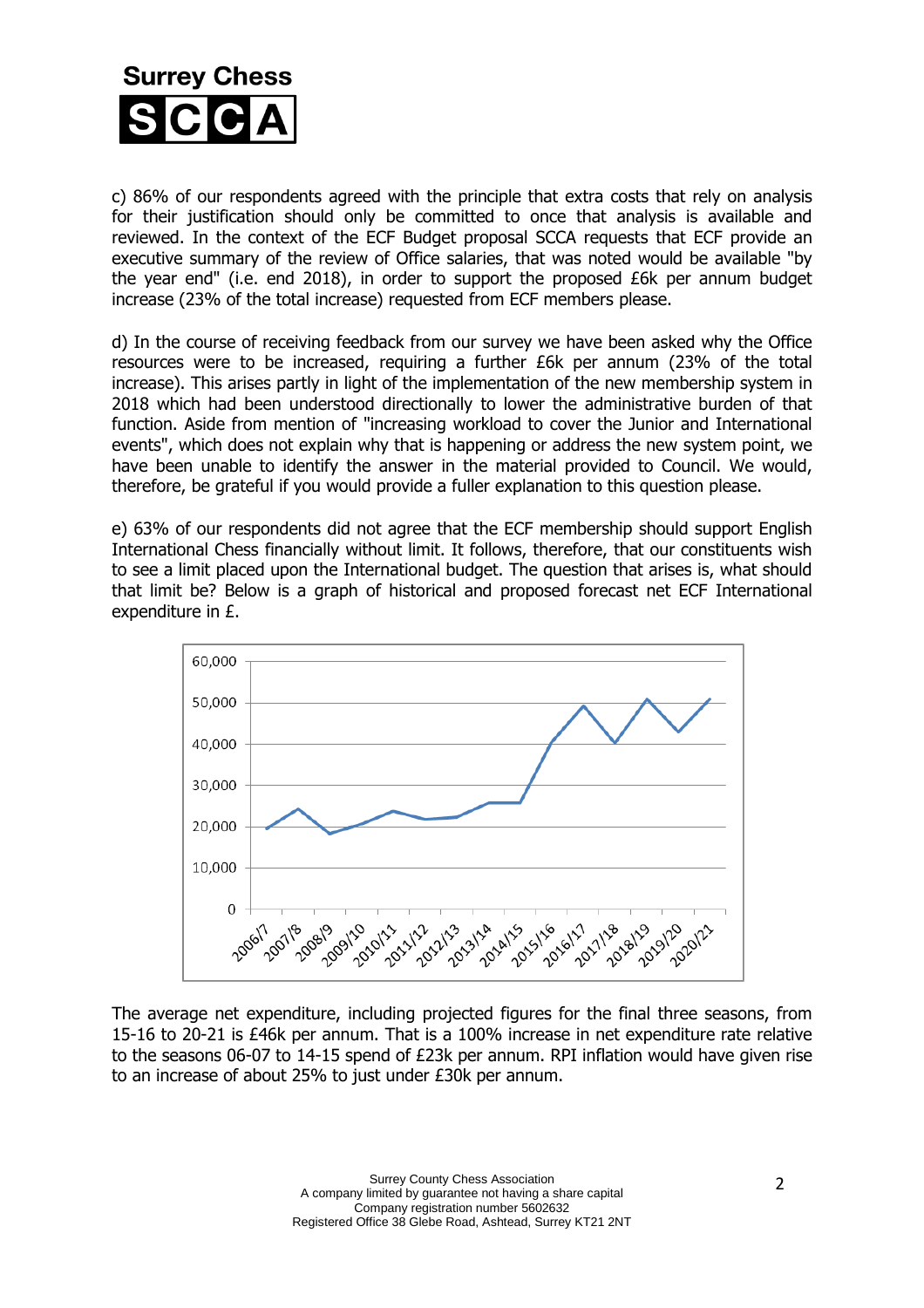c) 86% of our respondents agreed with the principle that extra costs that rely on analysis for their justification should only be committed to once that analysis is available and reviewed. In the context of the ECF Budget proposal SCCA requests that ECF provide an executive summary of the review of Office salaries, that was noted would be available "by the year end" (i.e. end 2018), in order to support the proposed £6k per annum budget increase (23% of the total increase) requested from ECF members please.

d) In the course of receiving feedback from our survey we have been asked why the Office resources were to be increased, requiring a further £6k per annum (23% of the total increase). This arises partly in light of the implementation of the new membership system in 2018 which had been understood directionally to lower the administrative burden of that function. Aside from mention of "increasing workload to cover the Junior and International events", which does not explain why that is happening or address the new system point, we have been unable to identify the answer in the material provided to Council. We would, therefore, be grateful if you would provide a fuller explanation to this question please.

e) 63% of our respondents did not agree that the ECF membership should support English International Chess financially without limit. It follows, therefore, that our constituents wish to see a limit placed upon the International budget. The question that arises is, what should that limit be? Below is a graph of historical and proposed forecast net ECF International expenditure in £.

The average net expenditure, including projected figures for the final three seasons, from 15-16 to 20-21 is £46k per annum. That is a 100% increase in net expenditure rate relative to the seasons 06-07 to 14-15 spend of £23k per annum. RPI inflation would have given rise to an increase of about 25% to just under £30k per annum.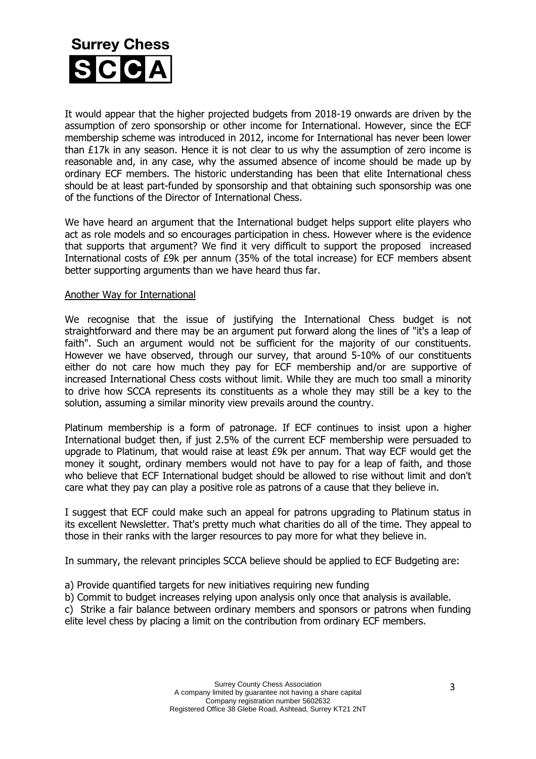It would appear that the higher projected budgets from 2018-19 onwards are driven by the assumption of zero sponsorship or other income for International. However, since the ECF membership scheme was introduced in 2012, income for International has never been lower than £17k in any season. Hence it is not clear to us why the assumption of zero income is reasonable and, in any case, why the assumed absence of income should be made up by ordinary ECF members. The historic understanding has been that elite International chess should be at least part-funded by sponsorship and that obtaining such sponsorship was one of the functions of the Director of International Chess.

We have heard an argument that the International budget helps support elite players who act as role models and so encourages participation in chess. However where is the evidence that supports that argument? We find it very difficult to support the proposed increased International costs of £9k per annum (35% of the total increase) for ECF members absent better supporting arguments than we have heard thus far.

<u>Another Way for International</u>

We recognise that the issue of justifying the International Chess budget is not straightforward and there may be an argument put forward along the lines of "it's a leap of faith". Such an argument would not be sufficient for the majority of our constituents. However we have observed, through our survey, that around 5-10% of our constituents either do not care how much they pay for ECF membership and/or are supportive of increased International Chess costs without limit. While they are much too small a minority to drive how SCCA represents its constituents as a whole they may still be a key to the solution, assuming a similar minority view prevails around the country.

Platinum membership is a form of patronage. If ECF continues to insist upon a higher International budget then, if just 2.5% of the current ECF membership were persuaded to upgrade to Platinum, that would raise at least £9k per annum. That way ECF would get the money it sought, ordinary members would not have to pay for a leap of faith, and those who believe that ECF International budget should be allowed to rise without limit and don't care what they pay can play a positive role as patrons of a cause that they believe in.

I suggest that ECF could make such an appeal for patrons upgrading to Platinum status in its excellent Newsletter. That's pretty much what charities do all of the time. They appeal to those in their ranks with the larger resources to pay more for what they believe in.

In summary, the relevant principles SCCA believe should be applied to ECF Budgeting are:

a) Provide quantified targets for new initiatives requiring new funding

b) Commit to budget increases relying upon analysis only once that analysis is available.

c) Strike a fair balance between ordinary members and sponsors or patrons when funding elite level chess by placing a limit on the contribution from ordinary ECF members.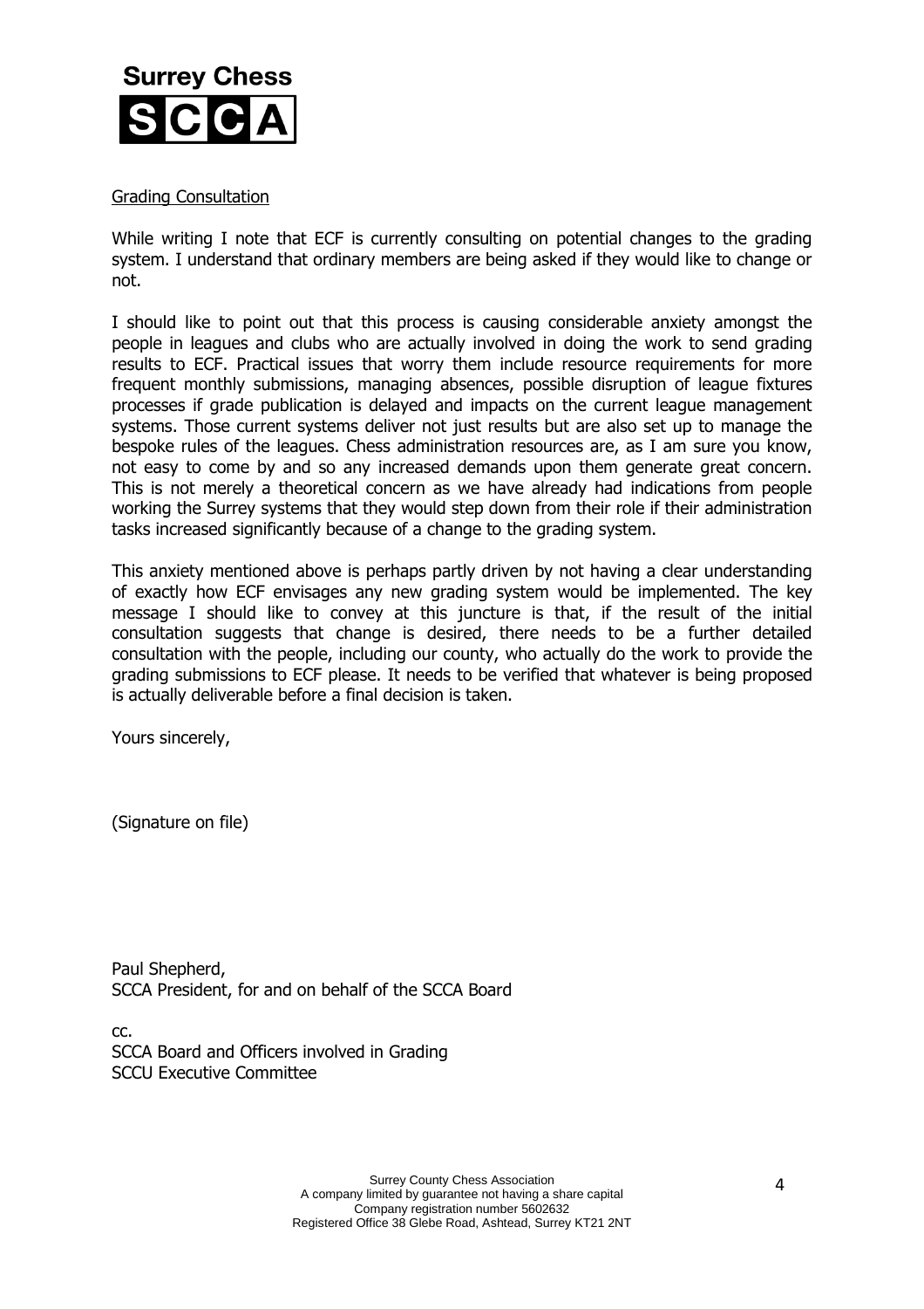Surrey Chess

SCCA

Grading Consultation

While writing I note that ECF is currently consulting on potential changes to the grading system. I understand that ordinary members are being asked if they would like to change or not.

I should like to point out that this process is causing considerable anxiety amongst the people in leagues and clubs who are actually involved in doing the work to send grading results to ECF. Practical issues that worry them include resource requirements for more frequent monthly submissions, managing absences, possible disruption of league fixtures processes if grade publication is delayed and impacts on the current league management systems. Those current systems deliver not just results but are also set up to manage the bespoke rules of the leagues. Chess administration resources are, as I am sure you know, not easy to come by and so any increased demands upon them generate great concern. This is not merely a theoretical concern as we have already had indications from people working the Surrey systems that they would step down from their role if their administration tasks increased significantly because of a change to the grading system.

This anxiety mentioned above is perhaps partly driven by not having a clear understanding of exactly how ECF envisages any new grading system would be implemented. The key message I should like to convey at this juncture is that, if the result of the initial consultation suggests that change is desired, there needs to be a further detailed consultation with the people, including our county, who actually do the work to provide the grading submissions to ECF please. It needs to be verified that whatever is being proposed is actually deliverable before a final decision is taken.

Yours sincerely,

(Signature on file)

Paul Shepherd,
SCCA President, for and on behalf of the SCCA Board

cc.
SCCA Board and Officers involved in Grading
SCCU Executive Committee

Surrey County Chess Association
A company limited by guarantee not having a share capital
Company registration number 5602632
Registered Office 38 Glebe Road, Ashtead, Surrey KT21 2NT